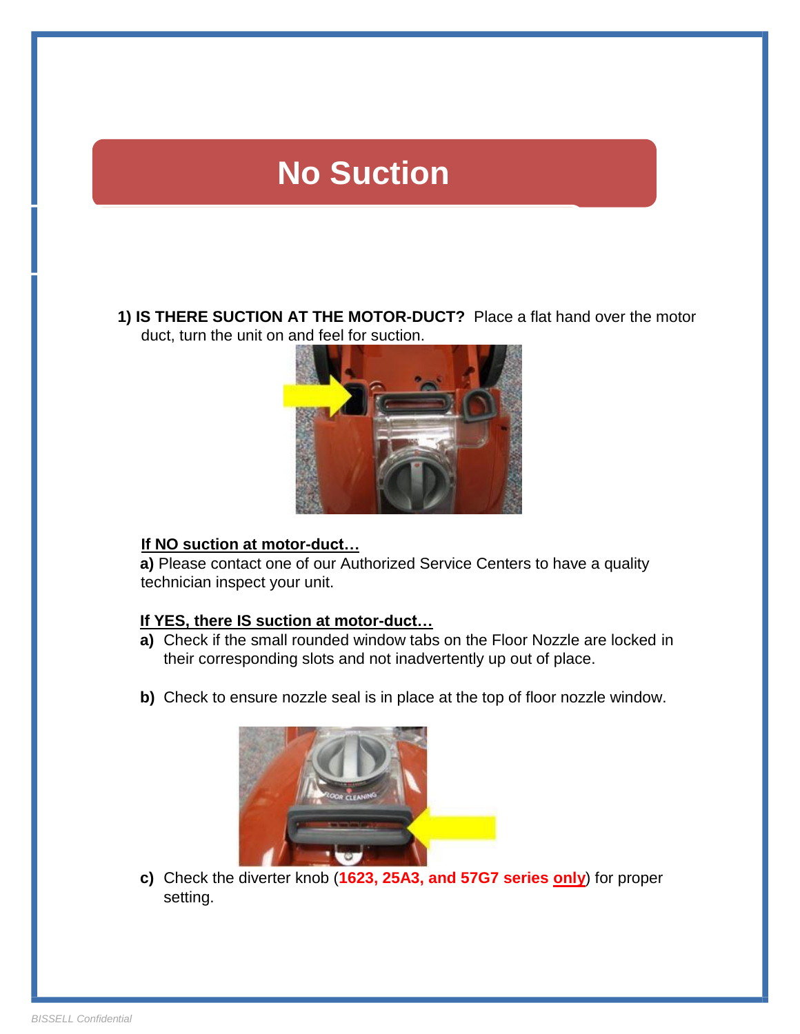# No Suction

**1) IS THERE SUCTION AT THE MOTOR-DUCT?** Place a flat hand over the motor duct, turn the unit on and feel for suction.

**If NO suction at motor-duct…**

**a)** Please contact one of our Authorized Service Centers to have a quality technician inspect your unit.

**If YES, there IS suction at motor-duct…**

**a)** Check if the small rounded window tabs on the Floor Nozzle are locked in their corresponding slots and not inadvertently up out of place.

**b)** Check to ensure nozzle seal is in place at the top of floor nozzle window.

**c)** Check the diverter knob (**1623, 25A3, and 57G7 series only**) for proper setting.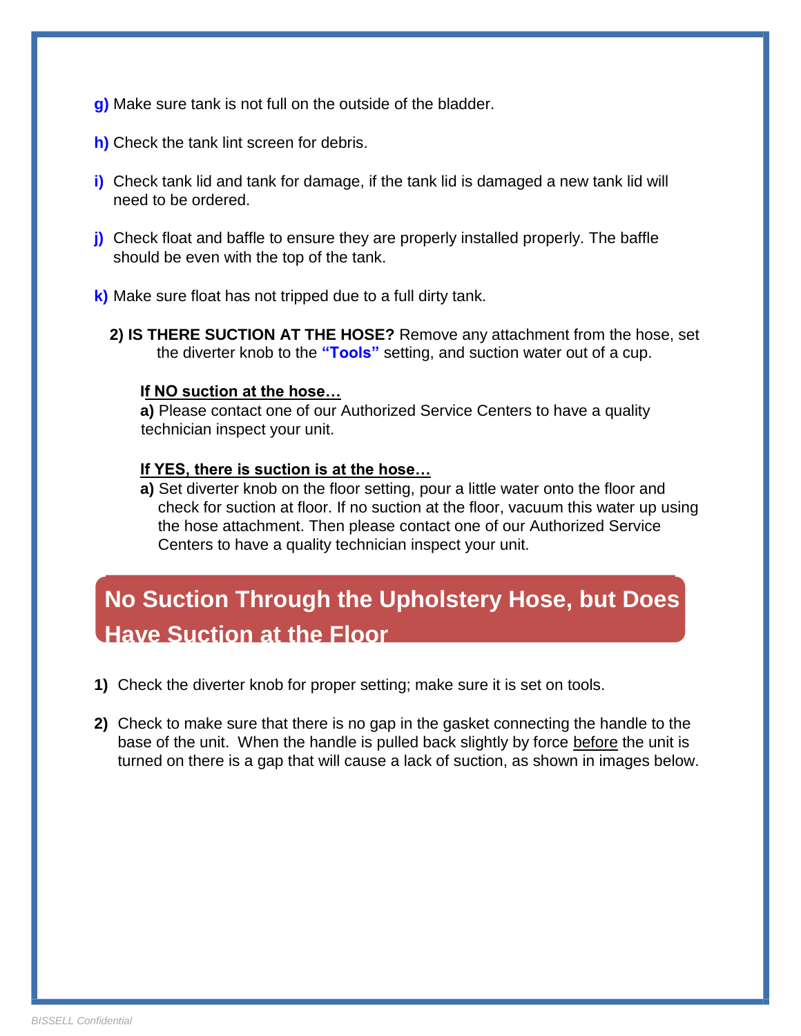**g)** Make sure tank is not full on the outside of the bladder.

**h)** Check the tank lint screen for debris.

**i)** Check tank lid and tank for damage, if the tank lid is damaged a new tank lid will need to be ordered.

**j)** Check float and baffle to ensure they are properly installed properly. The baffle should be even with the top of the tank.

**k)** Make sure float has not tripped due to a full dirty tank.

**2) IS THERE SUCTION AT THE HOSE?** Remove any attachment from the hose, set the diverter knob to the **"Tools"** setting, and suction water out of a cup.

**If NO suction at the hose…**

**a)** Please contact one of our Authorized Service Centers to have a quality technician inspect your unit.

**If YES, there is suction is at the hose…**

**a)** Set diverter knob on the floor setting, pour a little water onto the floor and check for suction at floor. If no suction at the floor, vacuum this water up using the hose attachment. Then please contact one of our Authorized Service Centers to have a quality technician inspect your unit.

## No Suction Through the Upholstery Hose, but Does Have Suction at the Floor

**1)** Check the diverter knob for proper setting; make sure it is set on tools.

**2)** Check to make sure that there is no gap in the gasket connecting the handle to the base of the unit. When the handle is pulled back slightly by force before the unit is turned on there is a gap that will cause a lack of suction, as shown in images below.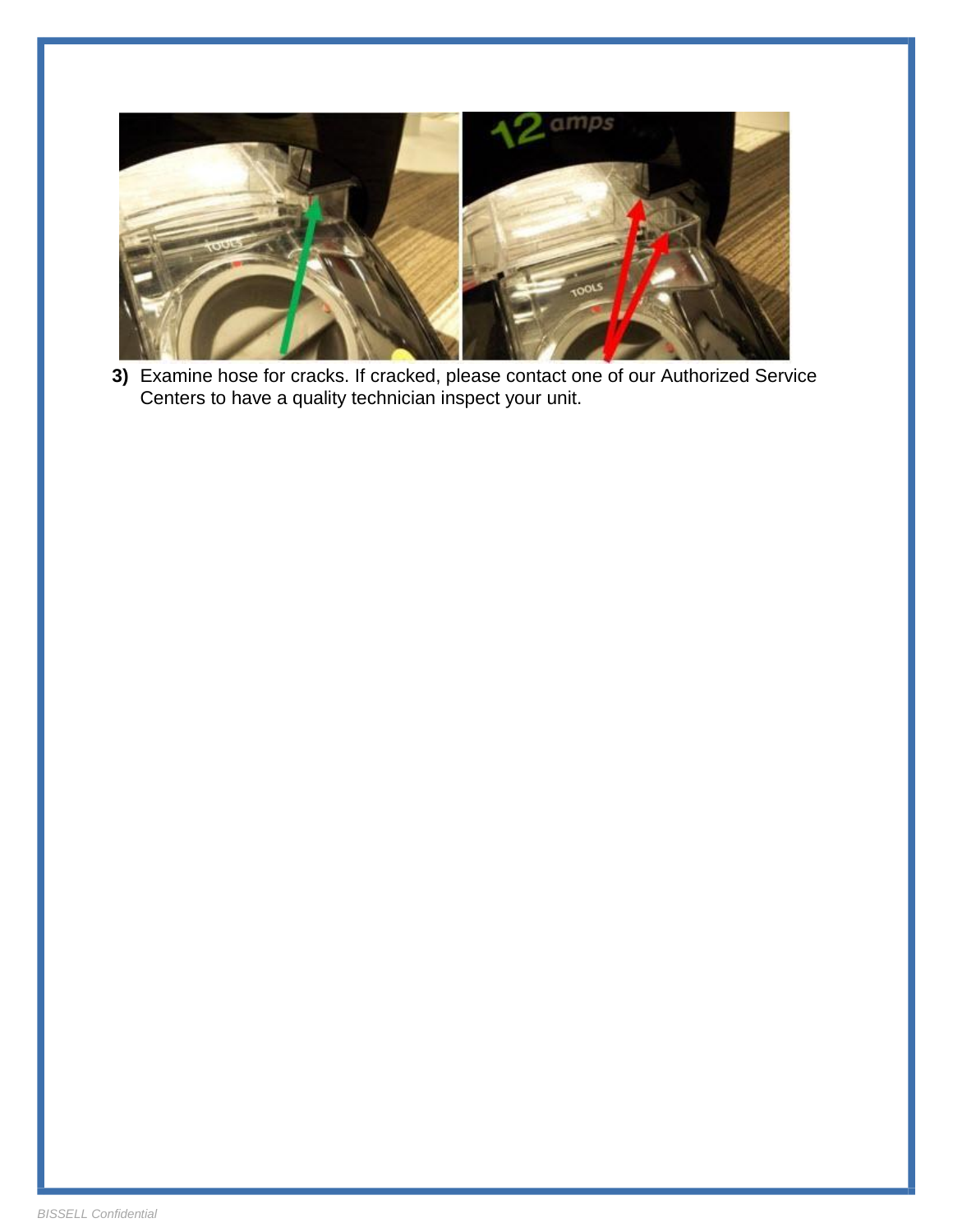3) Examine hose for cracks. If cracked, please contact one of our Authorized Service Centers to have a quality technician inspect your unit.